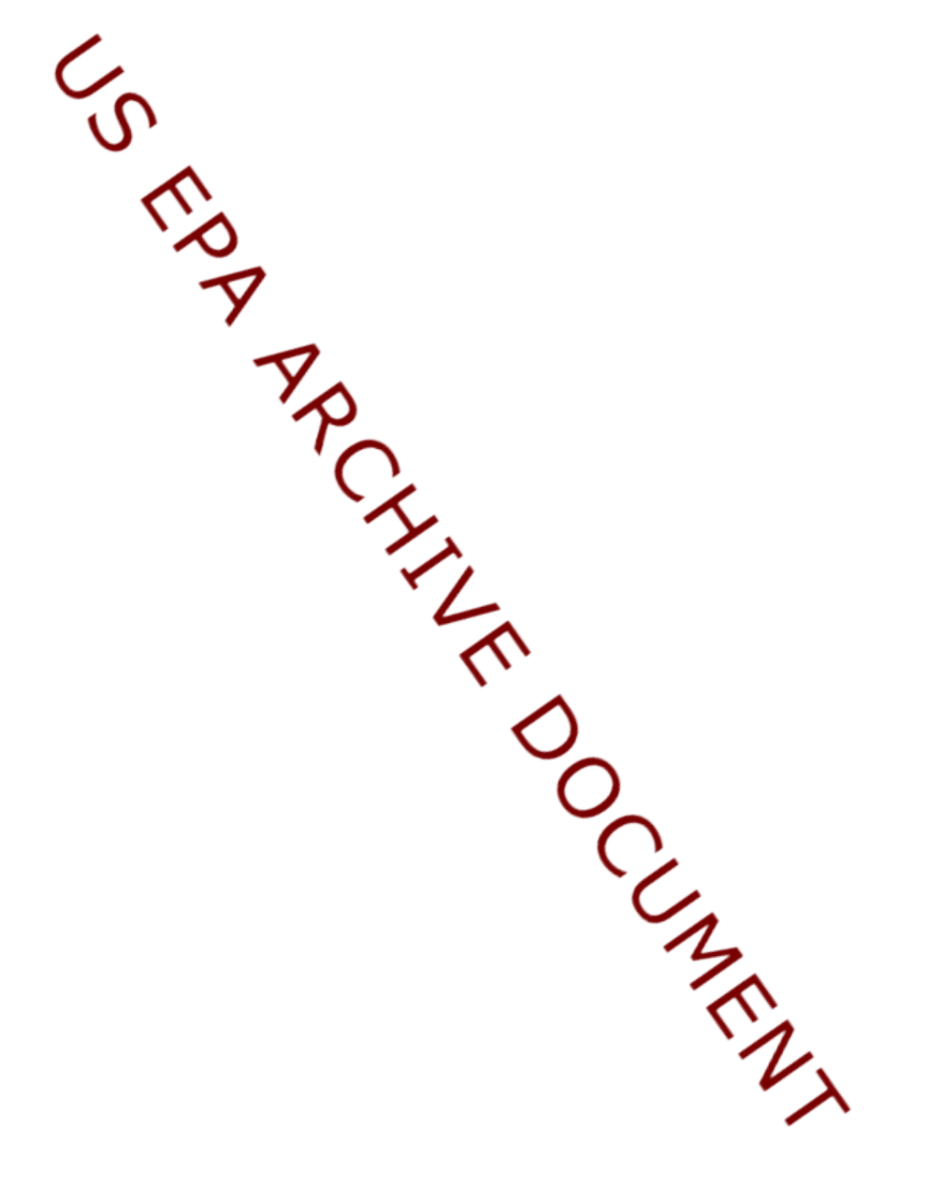US EPA ARCHIVE DOCUMENT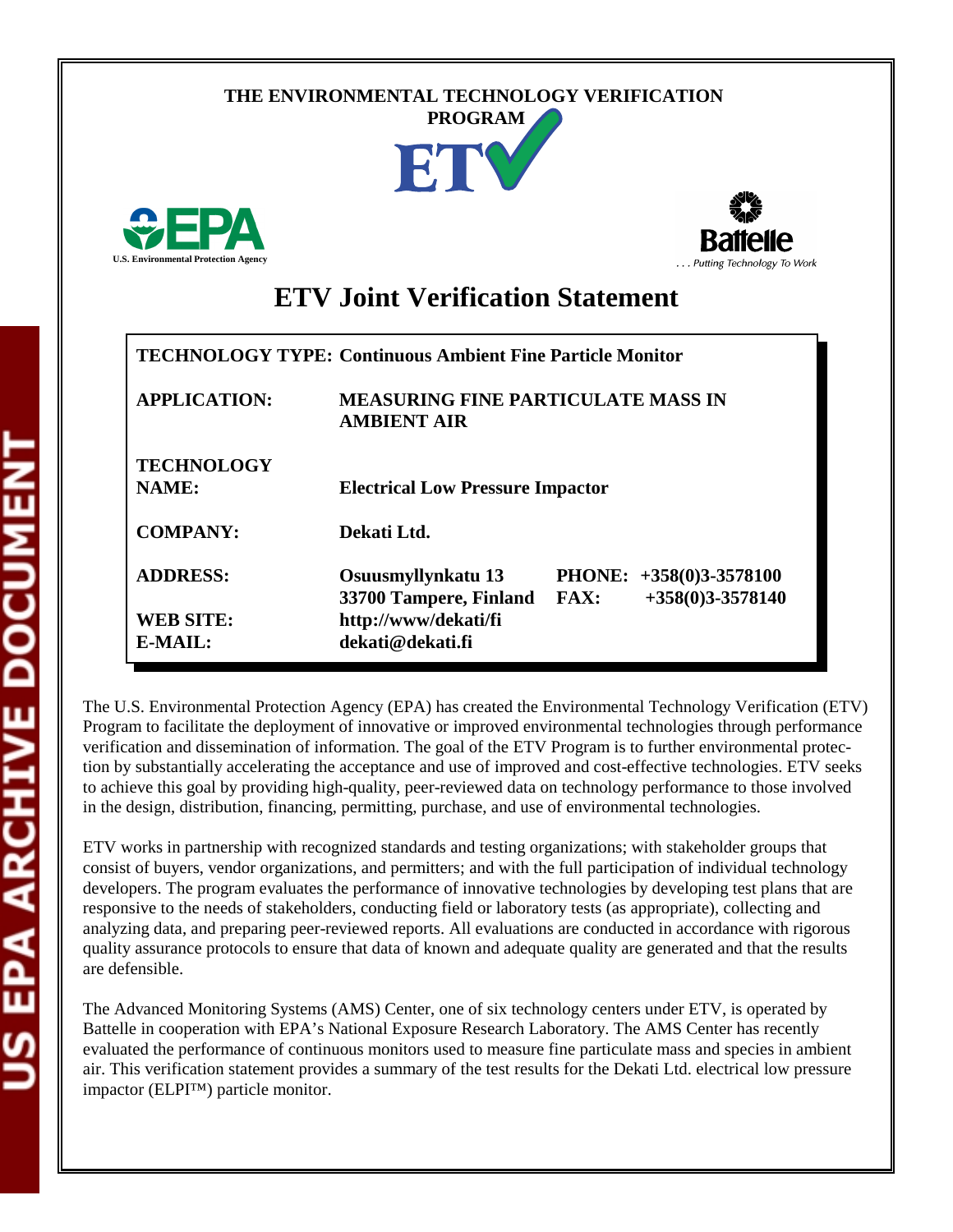THE ENVIRONMENTAL TECHNOLOGY VERIFICATION PROGRAM

ETV

U.S. Environmental Protection Agency

Battelle

. . . Putting Technology To Work

# ETV Joint Verification Statement

| | |
|---|---|
| **TECHNOLOGY TYPE:** | **Continuous Ambient Fine Particle Monitor** |
| **APPLICATION:** | **MEASURING FINE PARTICULATE MASS IN AMBIENT AIR** |
| **TECHNOLOGY NAME:** | **Electrical Low Pressure Impactor** |
| **COMPANY:** | **Dekati Ltd.** |
| **ADDRESS:** | **Osuusmyllynkatu 13 33700 Tampere, Finland** &nbsp;&nbsp; **PHONE: +358(0)3-3578100** &nbsp;&nbsp; **FAX: +358(0)3-3578140** |
| **WEB SITE:** | **http://www/dekati/fi** |
| **E-MAIL:** | **dekati@dekati.fi** |

The U.S. Environmental Protection Agency (EPA) has created the Environmental Technology Verification (ETV) Program to facilitate the deployment of innovative or improved environmental technologies through performance verification and dissemination of information. The goal of the ETV Program is to further environmental protection by substantially accelerating the acceptance and use of improved and cost-effective technologies. ETV seeks to achieve this goal by providing high-quality, peer-reviewed data on technology performance to those involved in the design, distribution, financing, permitting, purchase, and use of environmental technologies.

ETV works in partnership with recognized standards and testing organizations; with stakeholder groups that consist of buyers, vendor organizations, and permitters; and with the full participation of individual technology developers. The program evaluates the performance of innovative technologies by developing test plans that are responsive to the needs of stakeholders, conducting field or laboratory tests (as appropriate), collecting and analyzing data, and preparing peer-reviewed reports. All evaluations are conducted in accordance with rigorous quality assurance protocols to ensure that data of known and adequate quality are generated and that the results are defensible.

The Advanced Monitoring Systems (AMS) Center, one of six technology centers under ETV, is operated by Battelle in cooperation with EPA's National Exposure Research Laboratory. The AMS Center has recently evaluated the performance of continuous monitors used to measure fine particulate mass and species in ambient air. This verification statement provides a summary of the test results for the Dekati Ltd. electrical low pressure impactor (ELPI™) particle monitor.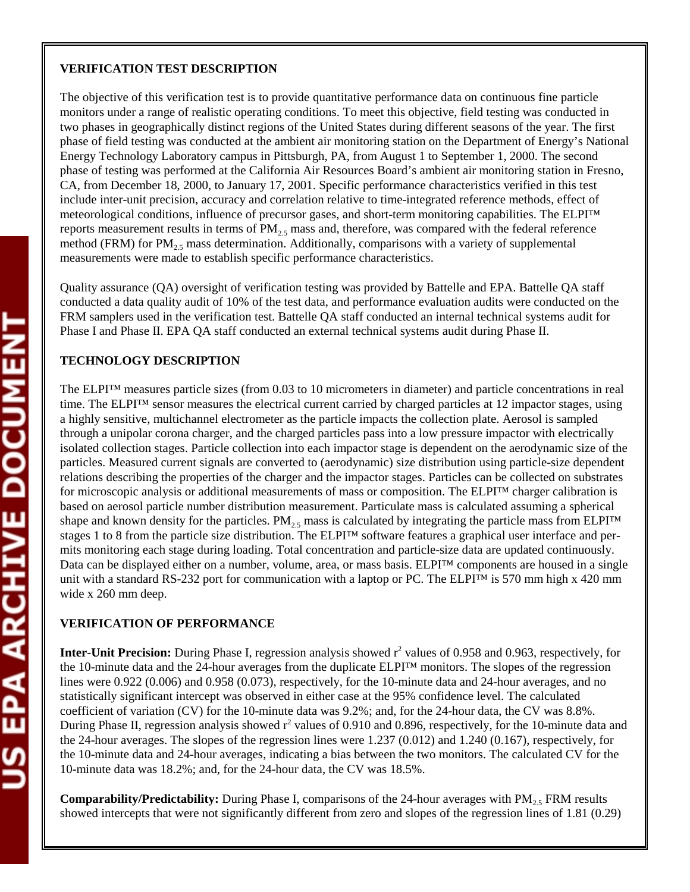**VERIFICATION TEST DESCRIPTION**

The objective of this verification test is to provide quantitative performance data on continuous fine particle monitors under a range of realistic operating conditions. To meet this objective, field testing was conducted in two phases in geographically distinct regions of the United States during different seasons of the year. The first phase of field testing was conducted at the ambient air monitoring station on the Department of Energy's National Energy Technology Laboratory campus in Pittsburgh, PA, from August 1 to September 1, 2000. The second phase of testing was performed at the California Air Resources Board's ambient air monitoring station in Fresno, CA, from December 18, 2000, to January 17, 2001. Specific performance characteristics verified in this test include inter-unit precision, accuracy and correlation relative to time-integrated reference methods, effect of meteorological conditions, influence of precursor gases, and short-term monitoring capabilities. The ELPI™ reports measurement results in terms of $PM_{2.5}$ mass and, therefore, was compared with the federal reference method (FRM) for $PM_{2.5}$ mass determination. Additionally, comparisons with a variety of supplemental measurements were made to establish specific performance characteristics.

Quality assurance (QA) oversight of verification testing was provided by Battelle and EPA. Battelle QA staff conducted a data quality audit of 10% of the test data, and performance evaluation audits were conducted on the FRM samplers used in the verification test. Battelle QA staff conducted an internal technical systems audit for Phase I and Phase II. EPA QA staff conducted an external technical systems audit during Phase II.

**TECHNOLOGY DESCRIPTION**

The ELPI™ measures particle sizes (from 0.03 to 10 micrometers in diameter) and particle concentrations in real time. The ELPI™ sensor measures the electrical current carried by charged particles at 12 impactor stages, using a highly sensitive, multichannel electrometer as the particle impacts the collection plate. Aerosol is sampled through a unipolar corona charger, and the charged particles pass into a low pressure impactor with electrically isolated collection stages. Particle collection into each impactor stage is dependent on the aerodynamic size of the particles. Measured current signals are converted to (aerodynamic) size distribution using particle-size dependent relations describing the properties of the charger and the impactor stages. Particles can be collected on substrates for microscopic analysis or additional measurements of mass or composition. The ELPI™ charger calibration is based on aerosol particle number distribution measurement. Particulate mass is calculated assuming a spherical shape and known density for the particles. $PM_{2.5}$ mass is calculated by integrating the particle mass from ELPI™ stages 1 to 8 from the particle size distribution. The ELPI™ software features a graphical user interface and permits monitoring each stage during loading. Total concentration and particle-size data are updated continuously. Data can be displayed either on a number, volume, area, or mass basis. ELPI™ components are housed in a single unit with a standard RS-232 port for communication with a laptop or PC. The ELPI™ is 570 mm high x 420 mm wide x 260 mm deep.

**VERIFICATION OF PERFORMANCE**

**Inter-Unit Precision:** During Phase I, regression analysis showed $r^2$ values of 0.958 and 0.963, respectively, for the 10-minute data and the 24-hour averages from the duplicate ELPI™ monitors. The slopes of the regression lines were 0.922 (0.006) and 0.958 (0.073), respectively, for the 10-minute data and 24-hour averages, and no statistically significant intercept was observed in either case at the 95% confidence level. The calculated coefficient of variation (CV) for the 10-minute data was 9.2%; and, for the 24-hour data, the CV was 8.8%. During Phase II, regression analysis showed $r^2$ values of 0.910 and 0.896, respectively, for the 10-minute data and the 24-hour averages. The slopes of the regression lines were 1.237 (0.012) and 1.240 (0.167), respectively, for the 10-minute data and 24-hour averages, indicating a bias between the two monitors. The calculated CV for the 10-minute data was 18.2%; and, for the 24-hour data, the CV was 18.5%.

**Comparability/Predictability:** During Phase I, comparisons of the 24-hour averages with $PM_{2.5}$ FRM results showed intercepts that were not significantly different from zero and slopes of the regression lines of 1.81 (0.29)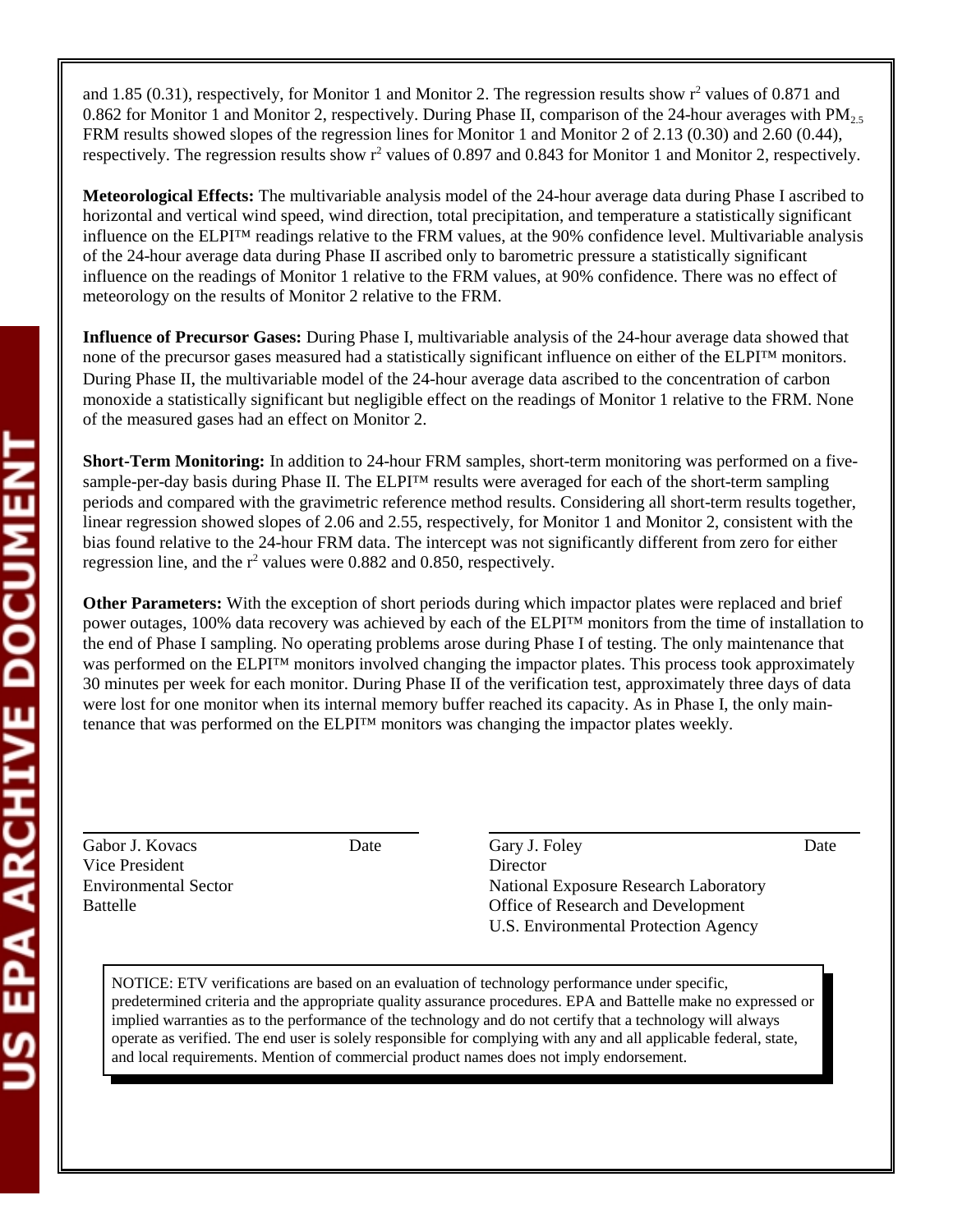and 1.85 (0.31), respectively, for Monitor 1 and Monitor 2. The regression results show $r^2$ values of 0.871 and 0.862 for Monitor 1 and Monitor 2, respectively. During Phase II, comparison of the 24-hour averages with $PM_{2.5}$ FRM results showed slopes of the regression lines for Monitor 1 and Monitor 2 of 2.13 (0.30) and 2.60 (0.44), respectively. The regression results show $r^2$ values of 0.897 and 0.843 for Monitor 1 and Monitor 2, respectively.

**Meteorological Effects:** The multivariable analysis model of the 24-hour average data during Phase I ascribed to horizontal and vertical wind speed, wind direction, total precipitation, and temperature a statistically significant influence on the ELPI™ readings relative to the FRM values, at the 90% confidence level. Multivariable analysis of the 24-hour average data during Phase II ascribed only to barometric pressure a statistically significant influence on the readings of Monitor 1 relative to the FRM values, at 90% confidence. There was no effect of meteorology on the results of Monitor 2 relative to the FRM.

**Influence of Precursor Gases:** During Phase I, multivariable analysis of the 24-hour average data showed that none of the precursor gases measured had a statistically significant influence on either of the ELPI™ monitors. During Phase II, the multivariable model of the 24-hour average data ascribed to the concentration of carbon monoxide a statistically significant but negligible effect on the readings of Monitor 1 relative to the FRM. None of the measured gases had an effect on Monitor 2.

**Short-Term Monitoring:** In addition to 24-hour FRM samples, short-term monitoring was performed on a five-sample-per-day basis during Phase II. The ELPI™ results were averaged for each of the short-term sampling periods and compared with the gravimetric reference method results. Considering all short-term results together, linear regression showed slopes of 2.06 and 2.55, respectively, for Monitor 1 and Monitor 2, consistent with the bias found relative to the 24-hour FRM data. The intercept was not significantly different from zero for either regression line, and the $r^2$ values were 0.882 and 0.850, respectively.

**Other Parameters:** With the exception of short periods during which impactor plates were replaced and brief power outages, 100% data recovery was achieved by each of the ELPI™ monitors from the time of installation to the end of Phase I sampling. No operating problems arose during Phase I of testing. The only maintenance that was performed on the ELPI™ monitors involved changing the impactor plates. This process took approximately 30 minutes per week for each monitor. During Phase II of the verification test, approximately three days of data were lost for one monitor when its internal memory buffer reached its capacity. As in Phase I, the only maintenance that was performed on the ELPI™ monitors was changing the impactor plates weekly.

| | | | |
|---|---|---|---|
| Gabor J. Kovacs<br>Vice President<br>Environmental Sector<br>Battelle | Date | Gary J. Foley<br>Director<br>National Exposure Research Laboratory<br>Office of Research and Development<br>U.S. Environmental Protection Agency | Date |

NOTICE: ETV verifications are based on an evaluation of technology performance under specific, predetermined criteria and the appropriate quality assurance procedures. EPA and Battelle make no expressed or implied warranties as to the performance of the technology and do not certify that a technology will always operate as verified. The end user is solely responsible for complying with any and all applicable federal, state, and local requirements. Mention of commercial product names does not imply endorsement.